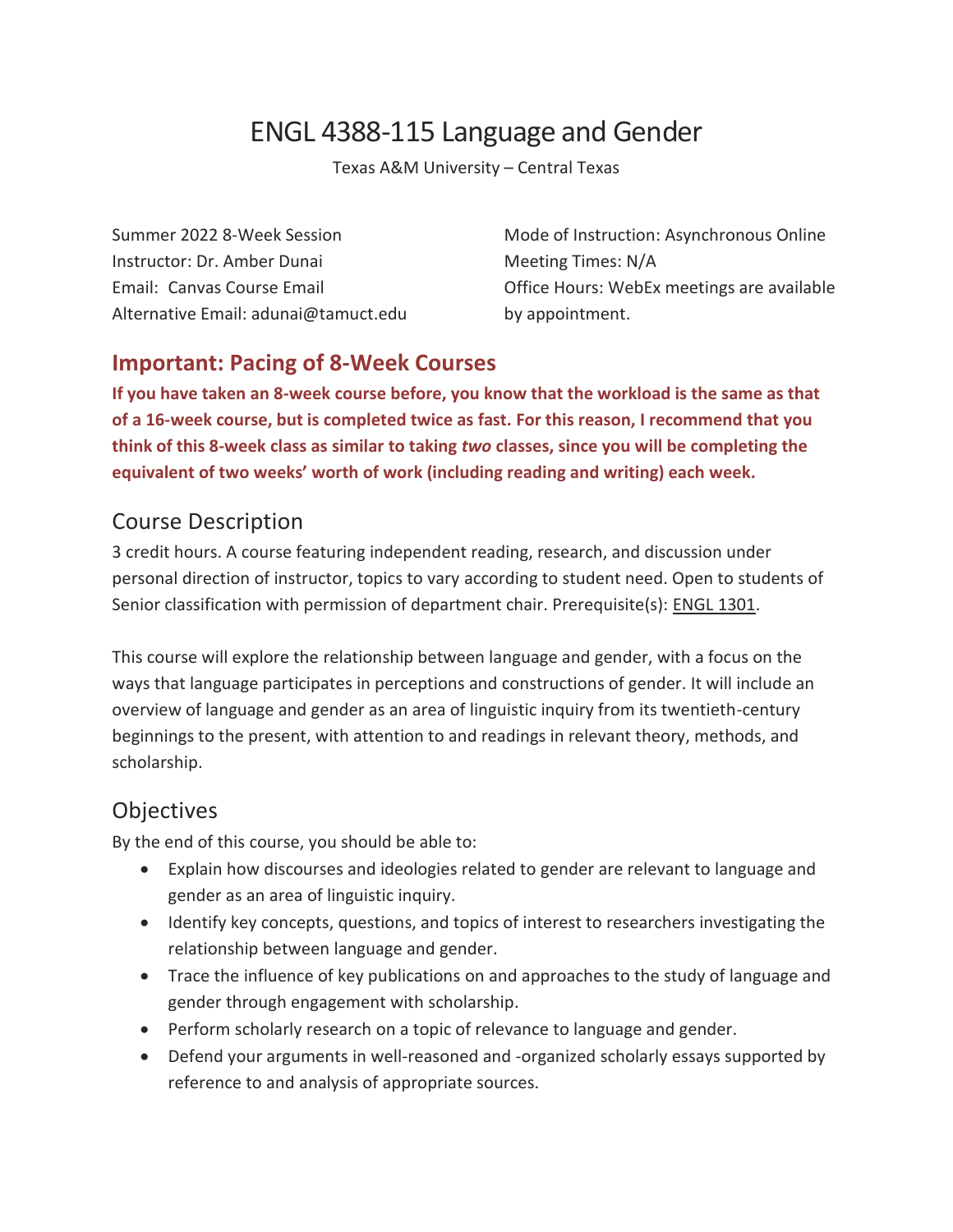# ENGL 4388-115 Language and Gender

Texas A&M University – Central Texas

Summer 2022 8-Week Session
Instructor: Dr. Amber Dunai
Email: Canvas Course Email
Alternative Email: adunai@tamuct.edu

Mode of Instruction: Asynchronous Online
Meeting Times: N/A
Office Hours: WebEx meetings are available by appointment.

## Important: Pacing of 8-Week Courses

**If you have taken an 8-week course before, you know that the workload is the same as that of a 16-week course, but is completed twice as fast. For this reason, I recommend that you think of this 8-week class as similar to taking *two* classes, since you will be completing the equivalent of two weeks' worth of work (including reading and writing) each week.**

## Course Description

3 credit hours. A course featuring independent reading, research, and discussion under personal direction of instructor, topics to vary according to student need. Open to students of Senior classification with permission of department chair. Prerequisite(s): ENGL 1301.

This course will explore the relationship between language and gender, with a focus on the ways that language participates in perceptions and constructions of gender. It will include an overview of language and gender as an area of linguistic inquiry from its twentieth-century beginnings to the present, with attention to and readings in relevant theory, methods, and scholarship.

## Objectives

By the end of this course, you should be able to:

- Explain how discourses and ideologies related to gender are relevant to language and gender as an area of linguistic inquiry.
- Identify key concepts, questions, and topics of interest to researchers investigating the relationship between language and gender.
- Trace the influence of key publications on and approaches to the study of language and gender through engagement with scholarship.
- Perform scholarly research on a topic of relevance to language and gender.
- Defend your arguments in well-reasoned and -organized scholarly essays supported by reference to and analysis of appropriate sources.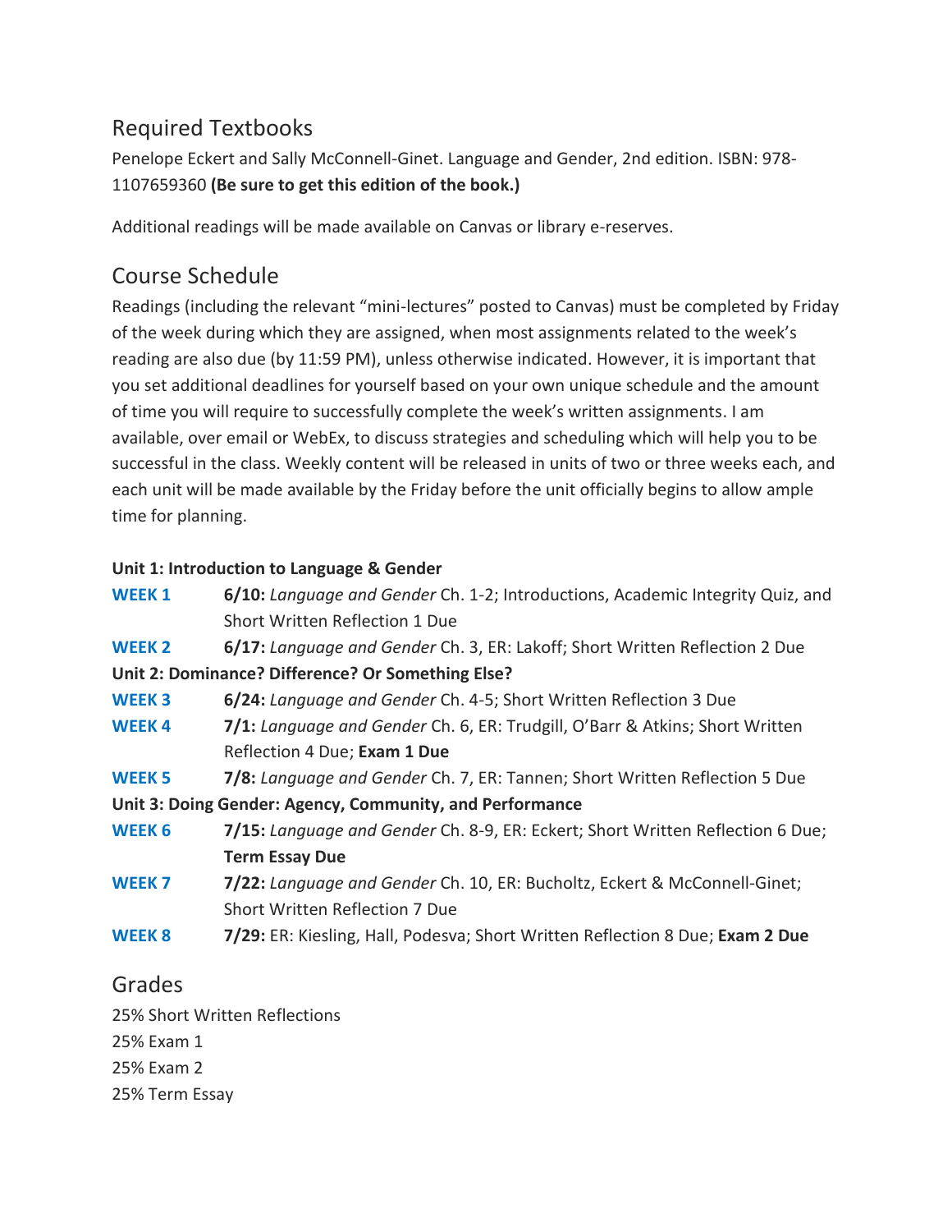## Required Textbooks

Penelope Eckert and Sally McConnell-Ginet. Language and Gender, 2nd edition. ISBN: 978-1107659360 **(Be sure to get this edition of the book.)**

Additional readings will be made available on Canvas or library e-reserves.

## Course Schedule

Readings (including the relevant "mini-lectures" posted to Canvas) must be completed by Friday of the week during which they are assigned, when most assignments related to the week's reading are also due (by 11:59 PM), unless otherwise indicated. However, it is important that you set additional deadlines for yourself based on your own unique schedule and the amount of time you will require to successfully complete the week's written assignments. I am available, over email or WebEx, to discuss strategies and scheduling which will help you to be successful in the class. Weekly content will be released in units of two or three weeks each, and each unit will be made available by the Friday before the unit officially begins to allow ample time for planning.

**Unit 1: Introduction to Language & Gender**

| | |
|---|---|
| **WEEK 1** | **6/10:** *Language and Gender* Ch. 1-2; Introductions, Academic Integrity Quiz, and Short Written Reflection 1 Due |
| **WEEK 2** | **6/17:** *Language and Gender* Ch. 3, ER: Lakoff; Short Written Reflection 2 Due |

**Unit 2: Dominance? Difference? Or Something Else?**

| | |
|---|---|
| **WEEK 3** | **6/24:** *Language and Gender* Ch. 4-5; Short Written Reflection 3 Due |
| **WEEK 4** | **7/1:** *Language and Gender* Ch. 6, ER: Trudgill, O'Barr & Atkins; Short Written Reflection 4 Due; **Exam 1 Due** |
| **WEEK 5** | **7/8:** *Language and Gender* Ch. 7, ER: Tannen; Short Written Reflection 5 Due |

**Unit 3: Doing Gender: Agency, Community, and Performance**

| | |
|---|---|
| **WEEK 6** | **7/15:** *Language and Gender* Ch. 8-9, ER: Eckert; Short Written Reflection 6 Due; **Term Essay Due** |
| **WEEK 7** | **7/22:** *Language and Gender* Ch. 10, ER: Bucholtz, Eckert & McConnell-Ginet; Short Written Reflection 7 Due |
| **WEEK 8** | **7/29:** ER: Kiesling, Hall, Podesva; Short Written Reflection 8 Due; **Exam 2 Due** |

## Grades

25% Short Written Reflections
25% Exam 1
25% Exam 2
25% Term Essay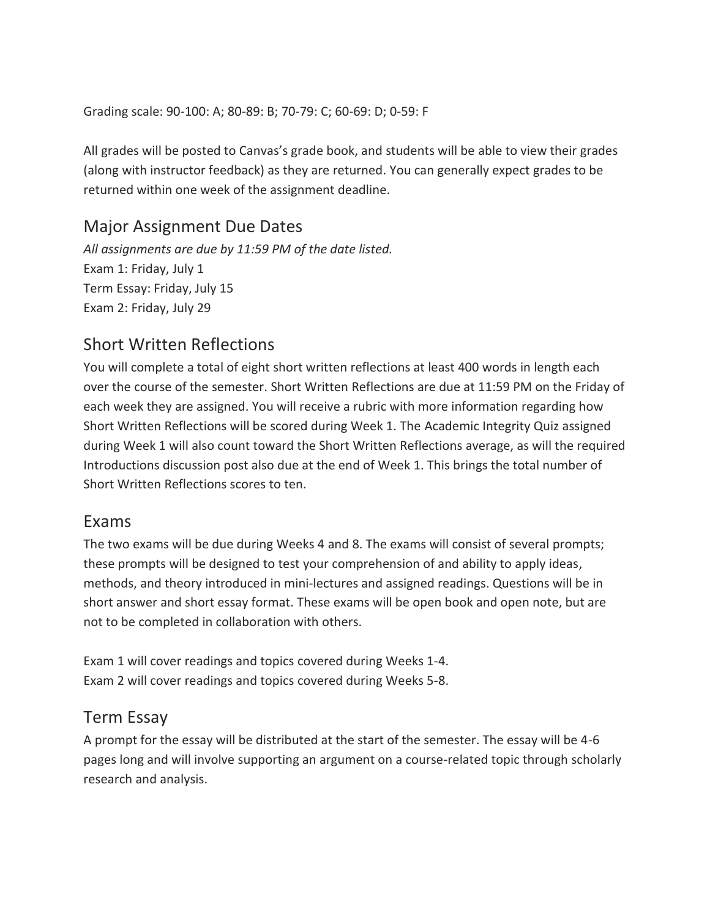Grading scale: 90-100: A; 80-89: B; 70-79: C; 60-69: D; 0-59: F

All grades will be posted to Canvas's grade book, and students will be able to view their grades (along with instructor feedback) as they are returned. You can generally expect grades to be returned within one week of the assignment deadline.

## Major Assignment Due Dates

*All assignments are due by 11:59 PM of the date listed.*
Exam 1: Friday, July 1
Term Essay: Friday, July 15
Exam 2: Friday, July 29

## Short Written Reflections

You will complete a total of eight short written reflections at least 400 words in length each over the course of the semester. Short Written Reflections are due at 11:59 PM on the Friday of each week they are assigned. You will receive a rubric with more information regarding how Short Written Reflections will be scored during Week 1. The Academic Integrity Quiz assigned during Week 1 will also count toward the Short Written Reflections average, as will the required Introductions discussion post also due at the end of Week 1. This brings the total number of Short Written Reflections scores to ten.

## Exams

The two exams will be due during Weeks 4 and 8. The exams will consist of several prompts; these prompts will be designed to test your comprehension of and ability to apply ideas, methods, and theory introduced in mini-lectures and assigned readings. Questions will be in short answer and short essay format. These exams will be open book and open note, but are not to be completed in collaboration with others.

Exam 1 will cover readings and topics covered during Weeks 1-4.
Exam 2 will cover readings and topics covered during Weeks 5-8.

## Term Essay

A prompt for the essay will be distributed at the start of the semester. The essay will be 4-6 pages long and will involve supporting an argument on a course-related topic through scholarly research and analysis.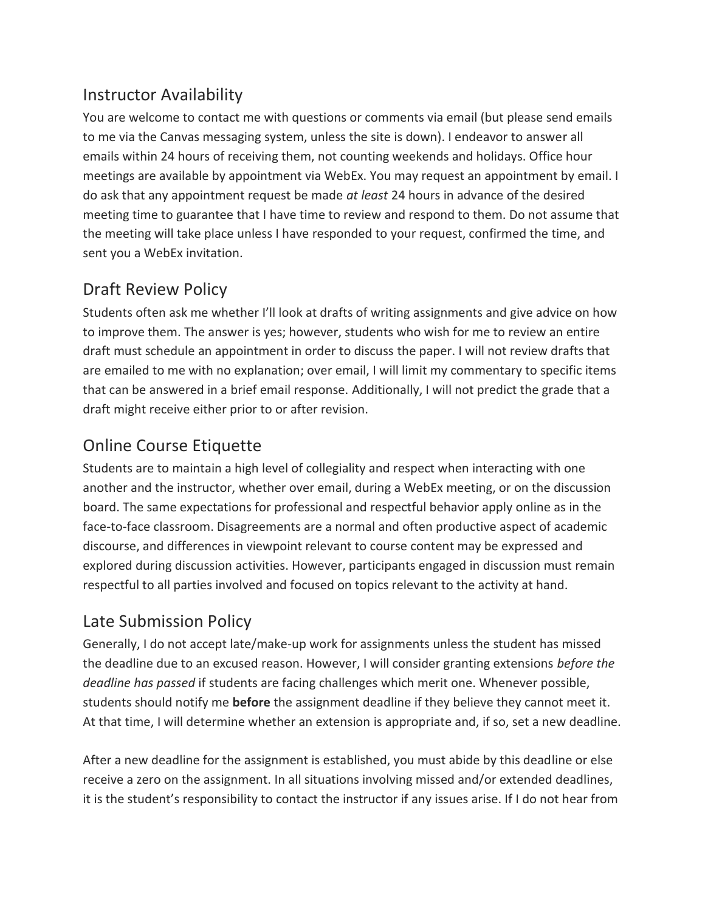## Instructor Availability

You are welcome to contact me with questions or comments via email (but please send emails to me via the Canvas messaging system, unless the site is down). I endeavor to answer all emails within 24 hours of receiving them, not counting weekends and holidays. Office hour meetings are available by appointment via WebEx. You may request an appointment by email. I do ask that any appointment request be made *at least* 24 hours in advance of the desired meeting time to guarantee that I have time to review and respond to them. Do not assume that the meeting will take place unless I have responded to your request, confirmed the time, and sent you a WebEx invitation.

## Draft Review Policy

Students often ask me whether I'll look at drafts of writing assignments and give advice on how to improve them. The answer is yes; however, students who wish for me to review an entire draft must schedule an appointment in order to discuss the paper. I will not review drafts that are emailed to me with no explanation; over email, I will limit my commentary to specific items that can be answered in a brief email response. Additionally, I will not predict the grade that a draft might receive either prior to or after revision.

## Online Course Etiquette

Students are to maintain a high level of collegiality and respect when interacting with one another and the instructor, whether over email, during a WebEx meeting, or on the discussion board. The same expectations for professional and respectful behavior apply online as in the face-to-face classroom. Disagreements are a normal and often productive aspect of academic discourse, and differences in viewpoint relevant to course content may be expressed and explored during discussion activities. However, participants engaged in discussion must remain respectful to all parties involved and focused on topics relevant to the activity at hand.

## Late Submission Policy

Generally, I do not accept late/make-up work for assignments unless the student has missed the deadline due to an excused reason. However, I will consider granting extensions *before the deadline has passed* if students are facing challenges which merit one. Whenever possible, students should notify me **before** the assignment deadline if they believe they cannot meet it. At that time, I will determine whether an extension is appropriate and, if so, set a new deadline.

After a new deadline for the assignment is established, you must abide by this deadline or else receive a zero on the assignment. In all situations involving missed and/or extended deadlines, it is the student's responsibility to contact the instructor if any issues arise. If I do not hear from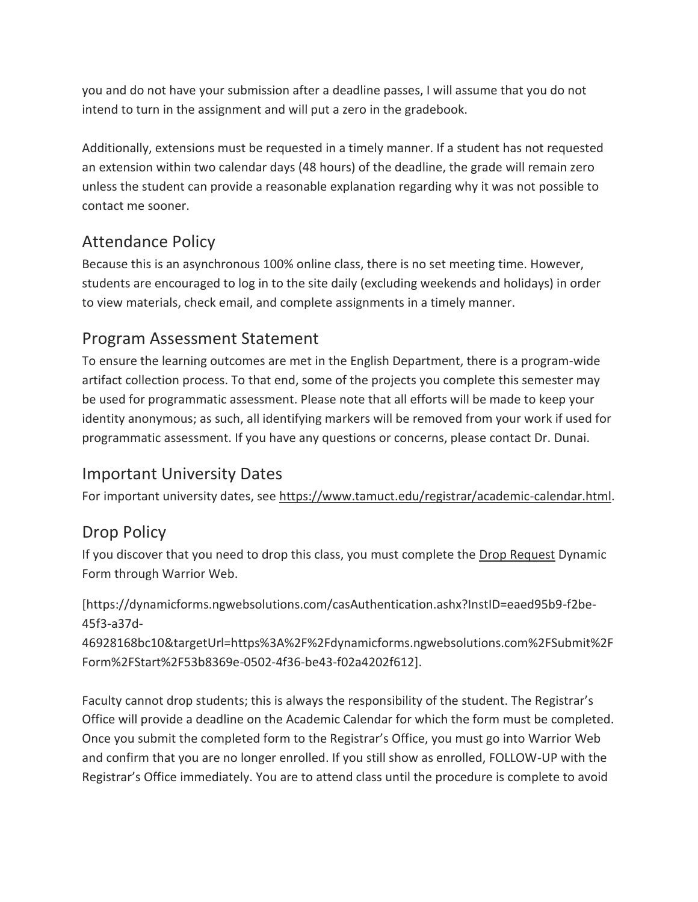you and do not have your submission after a deadline passes, I will assume that you do not intend to turn in the assignment and will put a zero in the gradebook.

Additionally, extensions must be requested in a timely manner. If a student has not requested an extension within two calendar days (48 hours) of the deadline, the grade will remain zero unless the student can provide a reasonable explanation regarding why it was not possible to contact me sooner.

## Attendance Policy

Because this is an asynchronous 100% online class, there is no set meeting time. However, students are encouraged to log in to the site daily (excluding weekends and holidays) in order to view materials, check email, and complete assignments in a timely manner.

## Program Assessment Statement

To ensure the learning outcomes are met in the English Department, there is a program-wide artifact collection process. To that end, some of the projects you complete this semester may be used for programmatic assessment. Please note that all efforts will be made to keep your identity anonymous; as such, all identifying markers will be removed from your work if used for programmatic assessment. If you have any questions or concerns, please contact Dr. Dunai.

## Important University Dates

For important university dates, see https://www.tamuct.edu/registrar/academic-calendar.html.

## Drop Policy

If you discover that you need to drop this class, you must complete the Drop Request Dynamic Form through Warrior Web.

[https://dynamicforms.ngwebsolutions.com/casAuthentication.ashx?InstID=eaed95b9-f2be-45f3-a37d-46928168bc10&targetUrl=https%3A%2F%2Fdynamicforms.ngwebsolutions.com%2FSubmit%2FForm%2FStart%2F53b8369e-0502-4f36-be43-f02a4202f612].

Faculty cannot drop students; this is always the responsibility of the student. The Registrar's Office will provide a deadline on the Academic Calendar for which the form must be completed. Once you submit the completed form to the Registrar's Office, you must go into Warrior Web and confirm that you are no longer enrolled. If you still show as enrolled, FOLLOW-UP with the Registrar's Office immediately. You are to attend class until the procedure is complete to avoid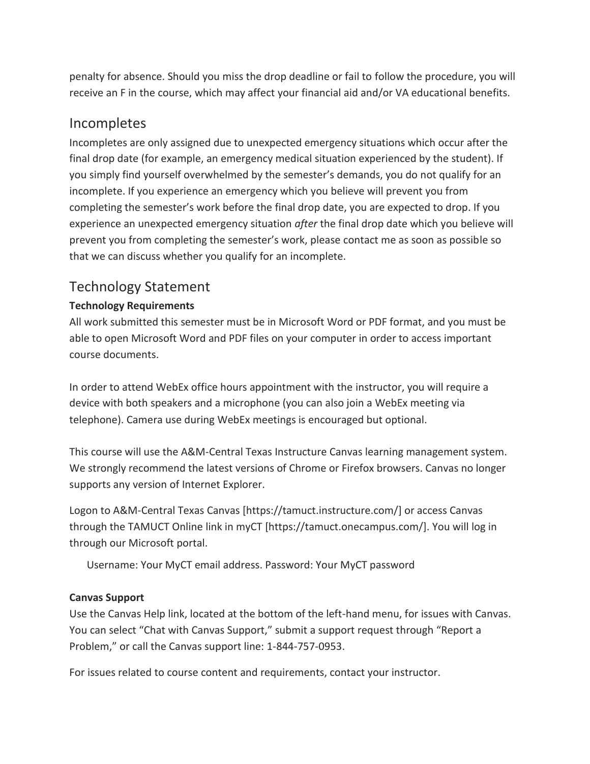penalty for absence. Should you miss the drop deadline or fail to follow the procedure, you will receive an F in the course, which may affect your financial aid and/or VA educational benefits.

## Incompletes

Incompletes are only assigned due to unexpected emergency situations which occur after the final drop date (for example, an emergency medical situation experienced by the student). If you simply find yourself overwhelmed by the semester's demands, you do not qualify for an incomplete. If you experience an emergency which you believe will prevent you from completing the semester's work before the final drop date, you are expected to drop. If you experience an unexpected emergency situation *after* the final drop date which you believe will prevent you from completing the semester's work, please contact me as soon as possible so that we can discuss whether you qualify for an incomplete.

## Technology Statement

**Technology Requirements**

All work submitted this semester must be in Microsoft Word or PDF format, and you must be able to open Microsoft Word and PDF files on your computer in order to access important course documents.

In order to attend WebEx office hours appointment with the instructor, you will require a device with both speakers and a microphone (you can also join a WebEx meeting via telephone). Camera use during WebEx meetings is encouraged but optional.

This course will use the A&M-Central Texas Instructure Canvas learning management system. We strongly recommend the latest versions of Chrome or Firefox browsers. Canvas no longer supports any version of Internet Explorer.

Logon to A&M-Central Texas Canvas [https://tamuct.instructure.com/] or access Canvas through the TAMUCT Online link in myCT [https://tamuct.onecampus.com/]. You will log in through our Microsoft portal.

Username: Your MyCT email address. Password: Your MyCT password

**Canvas Support**

Use the Canvas Help link, located at the bottom of the left-hand menu, for issues with Canvas. You can select "Chat with Canvas Support," submit a support request through "Report a Problem," or call the Canvas support line: 1-844-757-0953.

For issues related to course content and requirements, contact your instructor.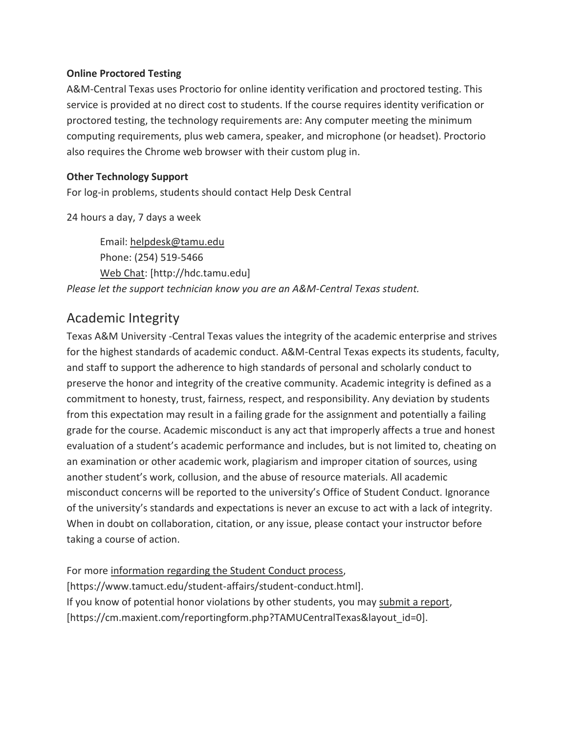**Online Proctored Testing**

A&M-Central Texas uses Proctorio for online identity verification and proctored testing. This service is provided at no direct cost to students. If the course requires identity verification or proctored testing, the technology requirements are: Any computer meeting the minimum computing requirements, plus web camera, speaker, and microphone (or headset). Proctorio also requires the Chrome web browser with their custom plug in.

**Other Technology Support**

For log-in problems, students should contact Help Desk Central

24 hours a day, 7 days a week

> Email: helpdesk@tamu.edu
> Phone: (254) 519-5466
> Web Chat: [http://hdc.tamu.edu]

*Please let the support technician know you are an A&M-Central Texas student.*

## Academic Integrity

Texas A&M University -Central Texas values the integrity of the academic enterprise and strives for the highest standards of academic conduct. A&M-Central Texas expects its students, faculty, and staff to support the adherence to high standards of personal and scholarly conduct to preserve the honor and integrity of the creative community. Academic integrity is defined as a commitment to honesty, trust, fairness, respect, and responsibility. Any deviation by students from this expectation may result in a failing grade for the assignment and potentially a failing grade for the course. Academic misconduct is any act that improperly affects a true and honest evaluation of a student's academic performance and includes, but is not limited to, cheating on an examination or other academic work, plagiarism and improper citation of sources, using another student's work, collusion, and the abuse of resource materials. All academic misconduct concerns will be reported to the university's Office of Student Conduct. Ignorance of the university's standards and expectations is never an excuse to act with a lack of integrity. When in doubt on collaboration, citation, or any issue, please contact your instructor before taking a course of action.

For more information regarding the Student Conduct process, [https://www.tamuct.edu/student-affairs/student-conduct.html].
If you know of potential honor violations by other students, you may submit a report, [https://cm.maxient.com/reportingform.php?TAMUCentralTexas&layout_id=0].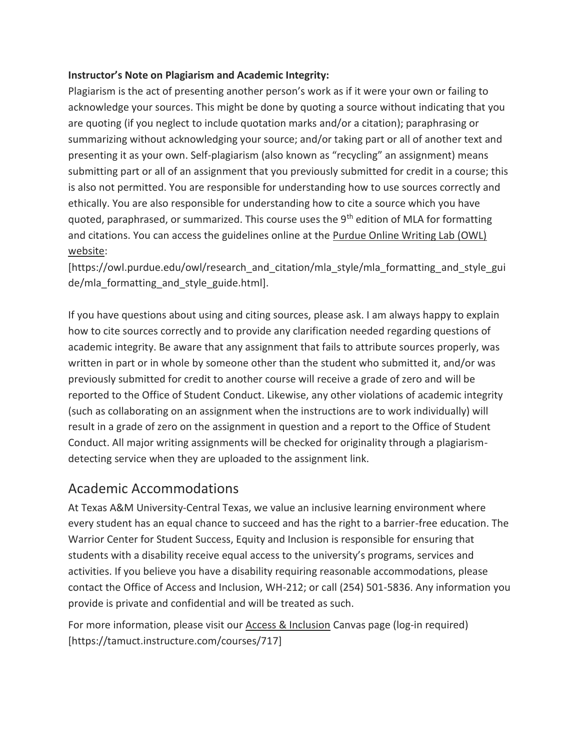**Instructor's Note on Plagiarism and Academic Integrity:**

Plagiarism is the act of presenting another person's work as if it were your own or failing to acknowledge your sources. This might be done by quoting a source without indicating that you are quoting (if you neglect to include quotation marks and/or a citation); paraphrasing or summarizing without acknowledging your source; and/or taking part or all of another text and presenting it as your own. Self-plagiarism (also known as "recycling" an assignment) means submitting part or all of an assignment that you previously submitted for credit in a course; this is also not permitted. You are responsible for understanding how to use sources correctly and ethically. You are also responsible for understanding how to cite a source which you have quoted, paraphrased, or summarized. This course uses the 9th edition of MLA for formatting and citations. You can access the guidelines online at the Purdue Online Writing Lab (OWL) website: [https://owl.purdue.edu/owl/research_and_citation/mla_style/mla_formatting_and_style_guide/mla_formatting_and_style_guide.html].

If you have questions about using and citing sources, please ask. I am always happy to explain how to cite sources correctly and to provide any clarification needed regarding questions of academic integrity. Be aware that any assignment that fails to attribute sources properly, was written in part or in whole by someone other than the student who submitted it, and/or was previously submitted for credit to another course will receive a grade of zero and will be reported to the Office of Student Conduct. Likewise, any other violations of academic integrity (such as collaborating on an assignment when the instructions are to work individually) will result in a grade of zero on the assignment in question and a report to the Office of Student Conduct. All major writing assignments will be checked for originality through a plagiarism-detecting service when they are uploaded to the assignment link.

## Academic Accommodations

At Texas A&M University-Central Texas, we value an inclusive learning environment where every student has an equal chance to succeed and has the right to a barrier-free education. The Warrior Center for Student Success, Equity and Inclusion is responsible for ensuring that students with a disability receive equal access to the university's programs, services and activities. If you believe you have a disability requiring reasonable accommodations, please contact the Office of Access and Inclusion, WH-212; or call (254) 501-5836. Any information you provide is private and confidential and will be treated as such.

For more information, please visit our Access & Inclusion Canvas page (log-in required) [https://tamuct.instructure.com/courses/717]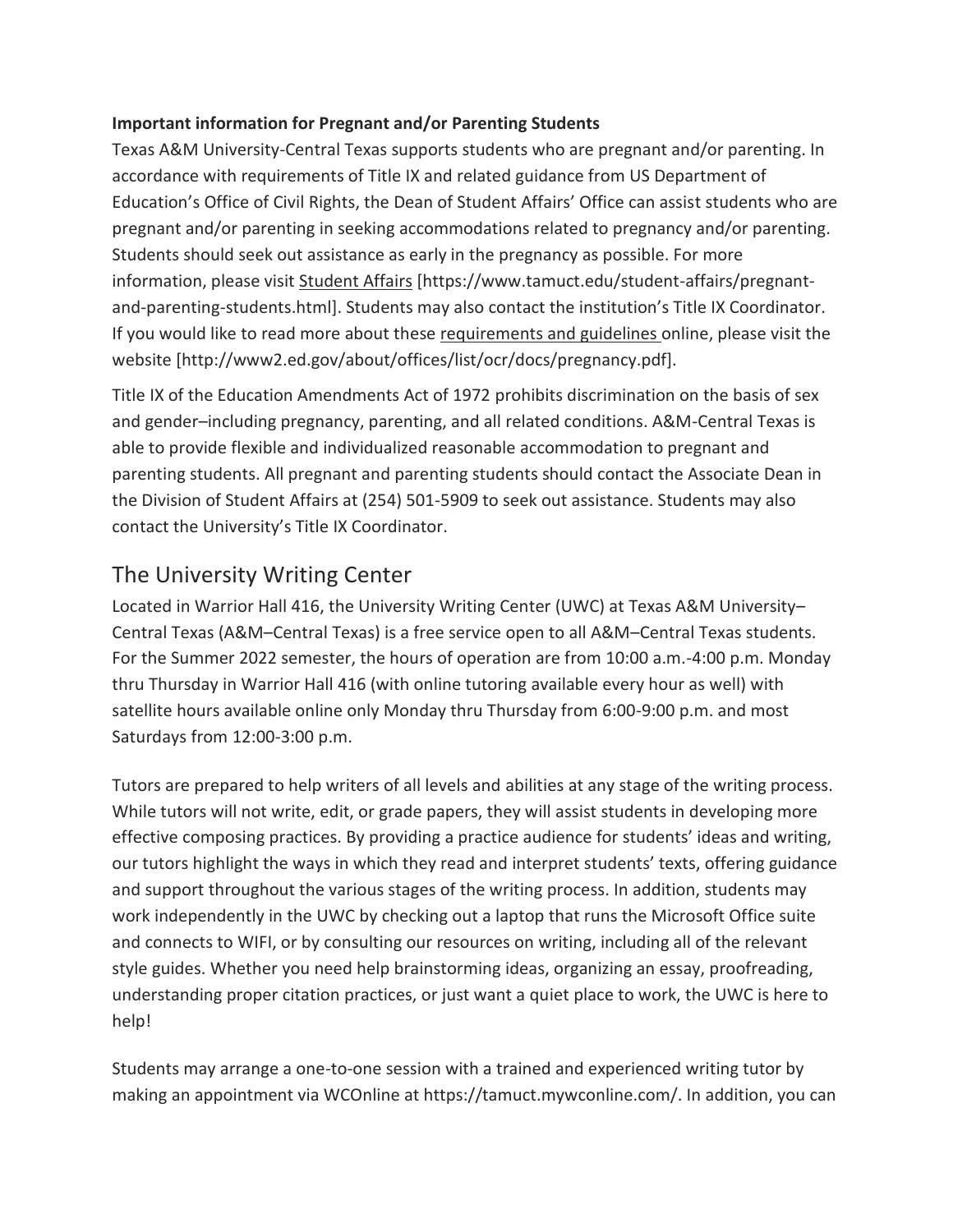**Important information for Pregnant and/or Parenting Students**

Texas A&M University-Central Texas supports students who are pregnant and/or parenting. In accordance with requirements of Title IX and related guidance from US Department of Education's Office of Civil Rights, the Dean of Student Affairs' Office can assist students who are pregnant and/or parenting in seeking accommodations related to pregnancy and/or parenting. Students should seek out assistance as early in the pregnancy as possible. For more information, please visit Student Affairs [https://www.tamuct.edu/student-affairs/pregnant-and-parenting-students.html]. Students may also contact the institution's Title IX Coordinator. If you would like to read more about these requirements and guidelines online, please visit the website [http://www2.ed.gov/about/offices/list/ocr/docs/pregnancy.pdf].

Title IX of the Education Amendments Act of 1972 prohibits discrimination on the basis of sex and gender–including pregnancy, parenting, and all related conditions. A&M-Central Texas is able to provide flexible and individualized reasonable accommodation to pregnant and parenting students. All pregnant and parenting students should contact the Associate Dean in the Division of Student Affairs at (254) 501-5909 to seek out assistance. Students may also contact the University's Title IX Coordinator.

## The University Writing Center

Located in Warrior Hall 416, the University Writing Center (UWC) at Texas A&M University–Central Texas (A&M–Central Texas) is a free service open to all A&M–Central Texas students. For the Summer 2022 semester, the hours of operation are from 10:00 a.m.-4:00 p.m. Monday thru Thursday in Warrior Hall 416 (with online tutoring available every hour as well) with satellite hours available online only Monday thru Thursday from 6:00-9:00 p.m. and most Saturdays from 12:00-3:00 p.m.

Tutors are prepared to help writers of all levels and abilities at any stage of the writing process. While tutors will not write, edit, or grade papers, they will assist students in developing more effective composing practices. By providing a practice audience for students' ideas and writing, our tutors highlight the ways in which they read and interpret students' texts, offering guidance and support throughout the various stages of the writing process. In addition, students may work independently in the UWC by checking out a laptop that runs the Microsoft Office suite and connects to WIFI, or by consulting our resources on writing, including all of the relevant style guides. Whether you need help brainstorming ideas, organizing an essay, proofreading, understanding proper citation practices, or just want a quiet place to work, the UWC is here to help!

Students may arrange a one-to-one session with a trained and experienced writing tutor by making an appointment via WCOnline at https://tamuct.mywconline.com/. In addition, you can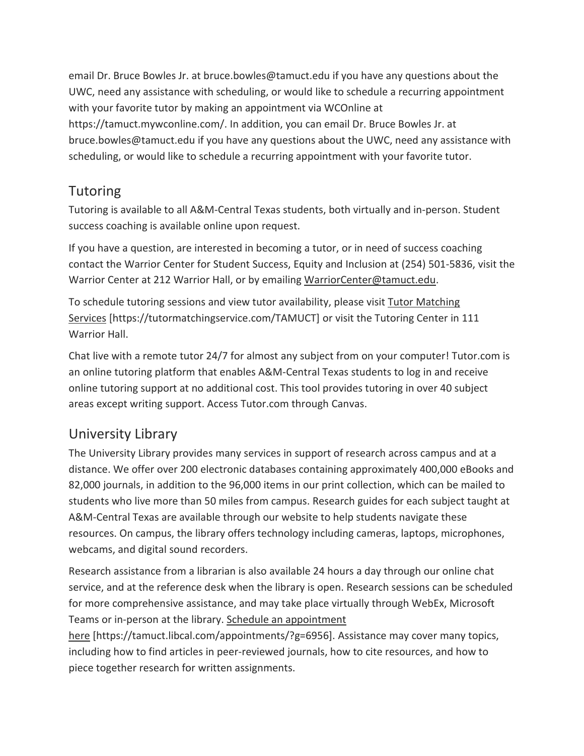email Dr. Bruce Bowles Jr. at bruce.bowles@tamuct.edu if you have any questions about the UWC, need any assistance with scheduling, or would like to schedule a recurring appointment with your favorite tutor by making an appointment via WCOnline at https://tamuct.mywconline.com/. In addition, you can email Dr. Bruce Bowles Jr. at bruce.bowles@tamuct.edu if you have any questions about the UWC, need any assistance with scheduling, or would like to schedule a recurring appointment with your favorite tutor.

## Tutoring

Tutoring is available to all A&M-Central Texas students, both virtually and in-person. Student success coaching is available online upon request.

If you have a question, are interested in becoming a tutor, or in need of success coaching contact the Warrior Center for Student Success, Equity and Inclusion at (254) 501-5836, visit the Warrior Center at 212 Warrior Hall, or by emailing WarriorCenter@tamuct.edu.

To schedule tutoring sessions and view tutor availability, please visit Tutor Matching Services [https://tutormatchingservice.com/TAMUCT] or visit the Tutoring Center in 111 Warrior Hall.

Chat live with a remote tutor 24/7 for almost any subject from on your computer! Tutor.com is an online tutoring platform that enables A&M-Central Texas students to log in and receive online tutoring support at no additional cost. This tool provides tutoring in over 40 subject areas except writing support. Access Tutor.com through Canvas.

## University Library

The University Library provides many services in support of research across campus and at a distance. We offer over 200 electronic databases containing approximately 400,000 eBooks and 82,000 journals, in addition to the 96,000 items in our print collection, which can be mailed to students who live more than 50 miles from campus. Research guides for each subject taught at A&M-Central Texas are available through our website to help students navigate these resources. On campus, the library offers technology including cameras, laptops, microphones, webcams, and digital sound recorders.

Research assistance from a librarian is also available 24 hours a day through our online chat service, and at the reference desk when the library is open. Research sessions can be scheduled for more comprehensive assistance, and may take place virtually through WebEx, Microsoft Teams or in-person at the library. Schedule an appointment here [https://tamuct.libcal.com/appointments/?g=6956]. Assistance may cover many topics, including how to find articles in peer-reviewed journals, how to cite resources, and how to piece together research for written assignments.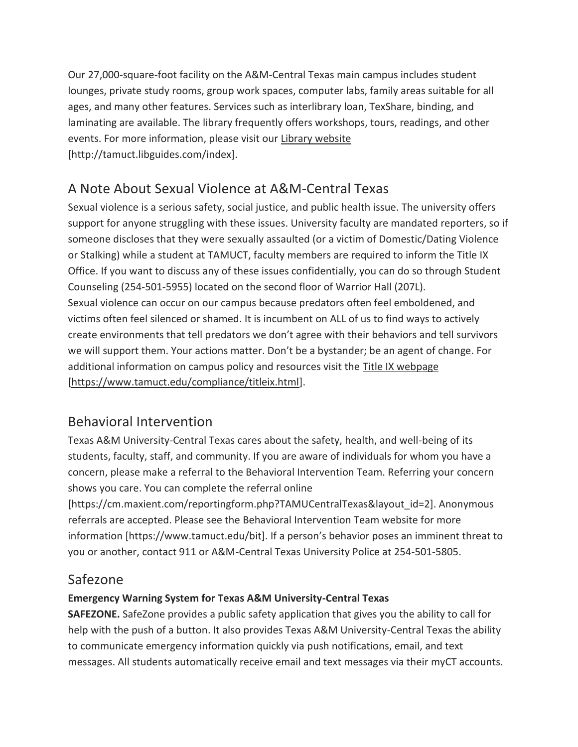Our 27,000-square-foot facility on the A&M-Central Texas main campus includes student lounges, private study rooms, group work spaces, computer labs, family areas suitable for all ages, and many other features. Services such as interlibrary loan, TexShare, binding, and laminating are available. The library frequently offers workshops, tours, readings, and other events. For more information, please visit our Library website [http://tamuct.libguides.com/index].

## A Note About Sexual Violence at A&M-Central Texas

Sexual violence is a serious safety, social justice, and public health issue. The university offers support for anyone struggling with these issues. University faculty are mandated reporters, so if someone discloses that they were sexually assaulted (or a victim of Domestic/Dating Violence or Stalking) while a student at TAMUCT, faculty members are required to inform the Title IX Office. If you want to discuss any of these issues confidentially, you can do so through Student Counseling (254-501-5955) located on the second floor of Warrior Hall (207L).

Sexual violence can occur on our campus because predators often feel emboldened, and victims often feel silenced or shamed. It is incumbent on ALL of us to find ways to actively create environments that tell predators we don't agree with their behaviors and tell survivors we will support them. Your actions matter. Don't be a bystander; be an agent of change. For additional information on campus policy and resources visit the Title IX webpage [https://www.tamuct.edu/compliance/titleix.html].

## Behavioral Intervention

Texas A&M University-Central Texas cares about the safety, health, and well-being of its students, faculty, staff, and community. If you are aware of individuals for whom you have a concern, please make a referral to the Behavioral Intervention Team. Referring your concern shows you care. You can complete the referral online [https://cm.maxient.com/reportingform.php?TAMUCentralTexas&layout_id=2]. Anonymous referrals are accepted. Please see the Behavioral Intervention Team website for more information [https://www.tamuct.edu/bit]. If a person's behavior poses an imminent threat to you or another, contact 911 or A&M-Central Texas University Police at 254-501-5805.

## Safezone

**Emergency Warning System for Texas A&M University-Central Texas**

**SAFEZONE.** SafeZone provides a public safety application that gives you the ability to call for help with the push of a button. It also provides Texas A&M University-Central Texas the ability to communicate emergency information quickly via push notifications, email, and text messages. All students automatically receive email and text messages via their myCT accounts.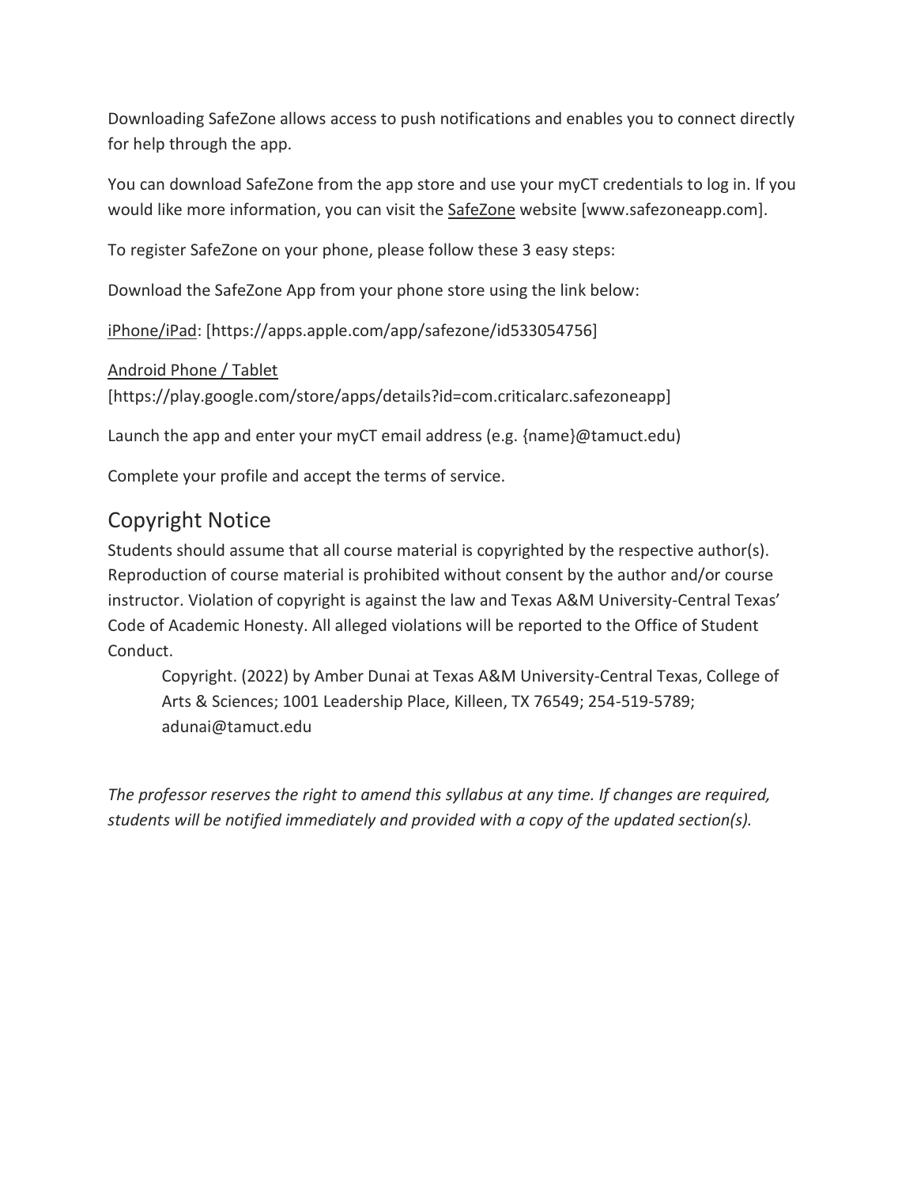Downloading SafeZone allows access to push notifications and enables you to connect directly for help through the app.

You can download SafeZone from the app store and use your myCT credentials to log in. If you would like more information, you can visit the SafeZone website [www.safezoneapp.com].

To register SafeZone on your phone, please follow these 3 easy steps:

Download the SafeZone App from your phone store using the link below:

iPhone/iPad: [https://apps.apple.com/app/safezone/id533054756]

Android Phone / Tablet [https://play.google.com/store/apps/details?id=com.criticalarc.safezoneapp]

Launch the app and enter your myCT email address (e.g. {name}@tamuct.edu)

Complete your profile and accept the terms of service.

## Copyright Notice

Students should assume that all course material is copyrighted by the respective author(s). Reproduction of course material is prohibited without consent by the author and/or course instructor. Violation of copyright is against the law and Texas A&M University-Central Texas' Code of Academic Honesty. All alleged violations will be reported to the Office of Student Conduct.

> Copyright. (2022) by Amber Dunai at Texas A&M University-Central Texas, College of Arts & Sciences; 1001 Leadership Place, Killeen, TX 76549; 254-519-5789; adunai@tamuct.edu

*The professor reserves the right to amend this syllabus at any time. If changes are required, students will be notified immediately and provided with a copy of the updated section(s).*